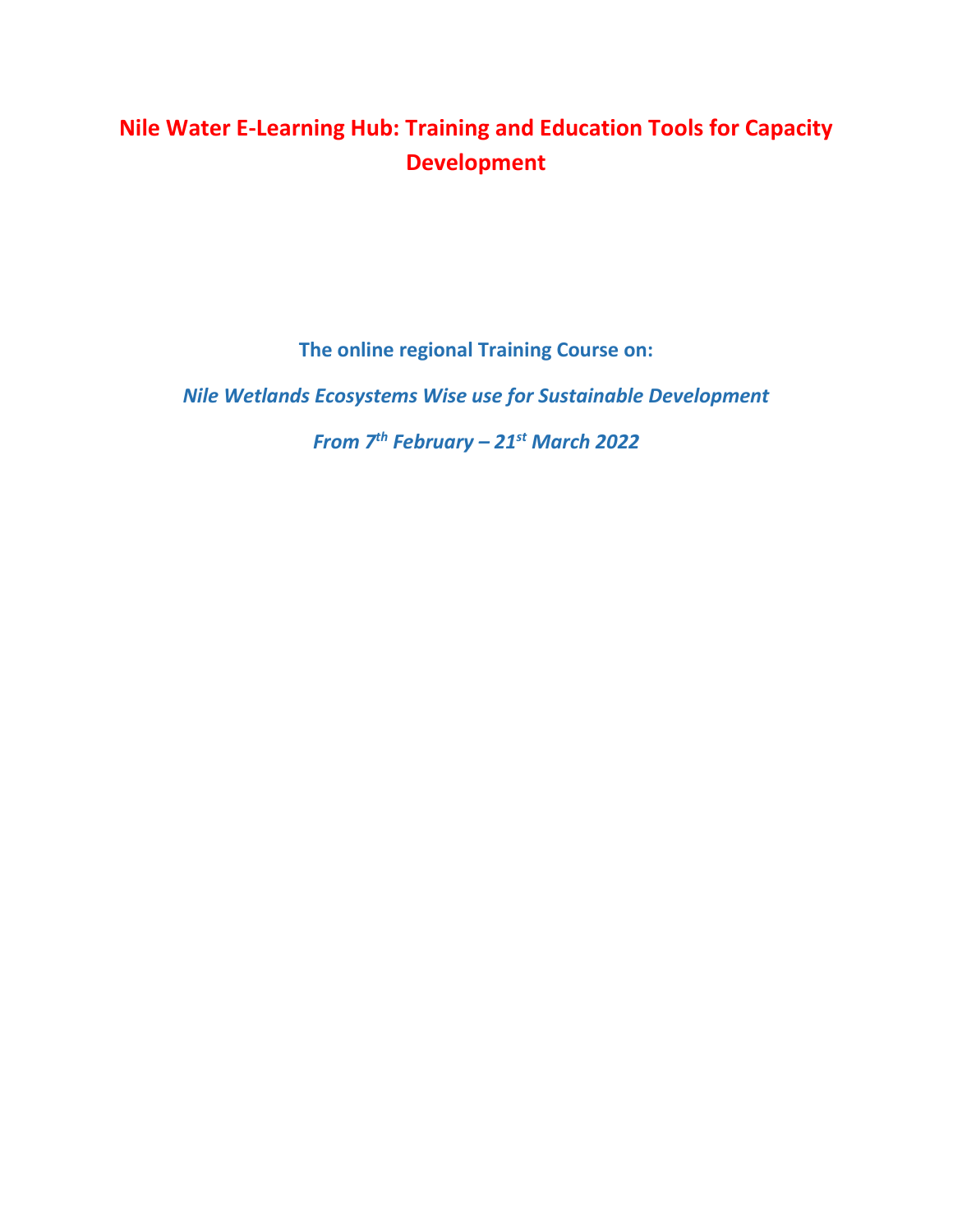# Nile Water E-Learning Hub: Training and Education Tools for Capacity Development

**The online regional Training Course on:**

***Nile Wetlands Ecosystems Wise use for Sustainable Development***

***From 7th February – 21st March 2022***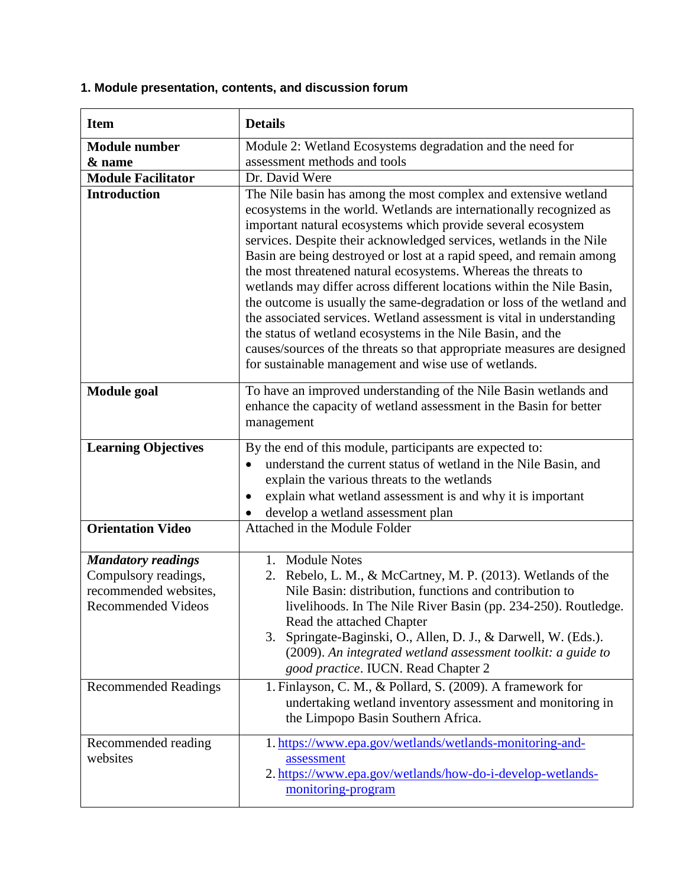### 1. Module presentation, contents, and discussion forum

| Item | Details |
|---|---|
| **Module number & name** | Module 2: Wetland Ecosystems degradation and the need for assessment methods and tools |
| **Module Facilitator** | Dr. David Were |
| **Introduction** | The Nile basin has among the most complex and extensive wetland ecosystems in the world. Wetlands are internationally recognized as important natural ecosystems which provide several ecosystem services. Despite their acknowledged services, wetlands in the Nile Basin are being destroyed or lost at a rapid speed, and remain among the most threatened natural ecosystems. Whereas the threats to wetlands may differ across different locations within the Nile Basin, the outcome is usually the same-degradation or loss of the wetland and the associated services. Wetland assessment is vital in understanding the status of wetland ecosystems in the Nile Basin, and the causes/sources of the threats so that appropriate measures are designed for sustainable management and wise use of wetlands. |
| **Module goal** | To have an improved understanding of the Nile Basin wetlands and enhance the capacity of wetland assessment in the Basin for better management |
| **Learning Objectives** | By the end of this module, participants are expected to: <br>• understand the current status of wetland in the Nile Basin, and explain the various threats to the wetlands <br>• explain what wetland assessment is and why it is important <br>• develop a wetland assessment plan |
| **Orientation Video** | Attached in the Module Folder |
| ***Mandatory readings*** Compulsory readings, recommended websites, Recommended Videos | 1. Module Notes <br>2. Rebelo, L. M., & McCartney, M. P. (2013). Wetlands of the Nile Basin: distribution, functions and contribution to livelihoods. In The Nile River Basin (pp. 234-250). Routledge. Read the attached Chapter <br>3. Springate-Baginski, O., Allen, D. J., & Darwell, W. (Eds.). (2009). *An integrated wetland assessment toolkit: a guide to good practice*. IUCN. Read Chapter 2 |
| Recommended Readings | 1. Finlayson, C. M., & Pollard, S. (2009). A framework for undertaking wetland inventory assessment and monitoring in the Limpopo Basin Southern Africa. |
| Recommended reading websites | 1. https://www.epa.gov/wetlands/wetlands-monitoring-and-assessment <br>2. https://www.epa.gov/wetlands/how-do-i-develop-wetlands-monitoring-program |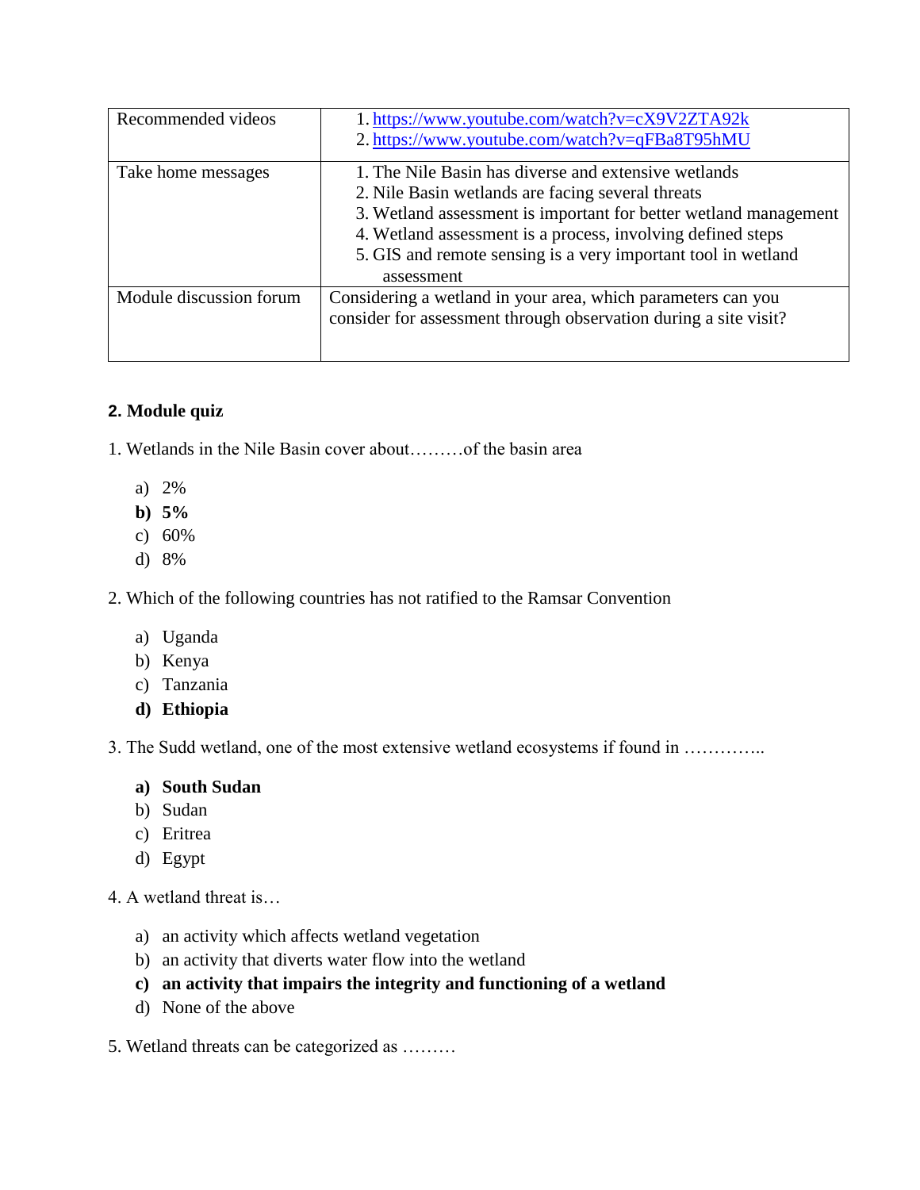| | |
|---|---|
| Recommended videos | 1. https://www.youtube.com/watch?v=cX9V2ZTA92k<br>2. https://www.youtube.com/watch?v=qFBa8T95hMU |
| Take home messages | 1. The Nile Basin has diverse and extensive wetlands<br>2. Nile Basin wetlands are facing several threats<br>3. Wetland assessment is important for better wetland management<br>4. Wetland assessment is a process, involving defined steps<br>5. GIS and remote sensing is a very important tool in wetland assessment |
| Module discussion forum | Considering a wetland in your area, which parameters can you consider for assessment through observation during a site visit? |

## 2. Module quiz

1. Wetlands in the Nile Basin cover about………of the basin area

a) 2%
**b) 5%**
c) 60%
d) 8%

2. Which of the following countries has not ratified to the Ramsar Convention

a) Uganda
b) Kenya
c) Tanzania
**d) Ethiopia**

3. The Sudd wetland, one of the most extensive wetland ecosystems if found in …………..

**a) South Sudan**
b) Sudan
c) Eritrea
d) Egypt

4. A wetland threat is…

a) an activity which affects wetland vegetation
b) an activity that diverts water flow into the wetland
**c) an activity that impairs the integrity and functioning of a wetland**
d) None of the above

5. Wetland threats can be categorized as ………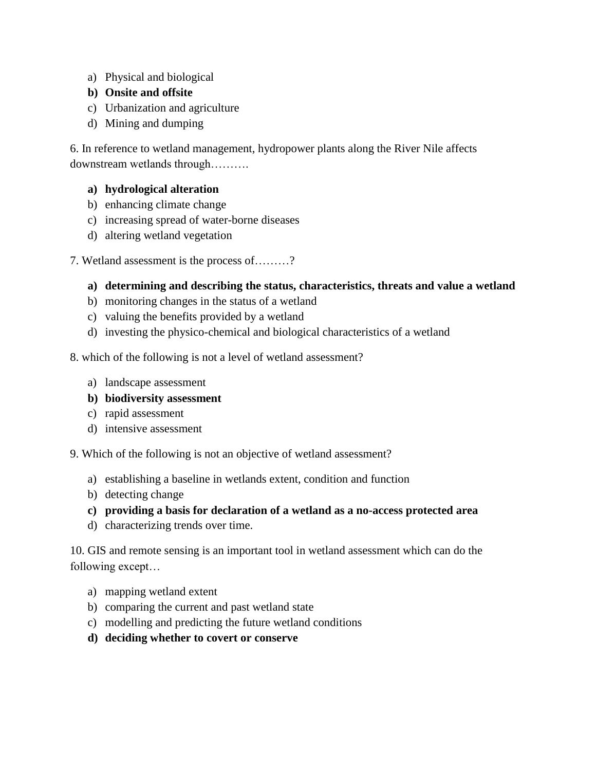a) Physical and biological
**b) Onsite and offsite**
c) Urbanization and agriculture
d) Mining and dumping

6. In reference to wetland management, hydropower plants along the River Nile affects downstream wetlands through……….

**a) hydrological alteration**
b) enhancing climate change
c) increasing spread of water-borne diseases
d) altering wetland vegetation

7. Wetland assessment is the process of………?

**a) determining and describing the status, characteristics, threats and value a wetland**
b) monitoring changes in the status of a wetland
c) valuing the benefits provided by a wetland
d) investing the physico-chemical and biological characteristics of a wetland

8. which of the following is not a level of wetland assessment?

a) landscape assessment
**b) biodiversity assessment**
c) rapid assessment
d) intensive assessment

9. Which of the following is not an objective of wetland assessment?

a) establishing a baseline in wetlands extent, condition and function
b) detecting change
**c) providing a basis for declaration of a wetland as a no-access protected area**
d) characterizing trends over time.

10. GIS and remote sensing is an important tool in wetland assessment which can do the following except…

a) mapping wetland extent
b) comparing the current and past wetland state
c) modelling and predicting the future wetland conditions
**d) deciding whether to covert or conserve**